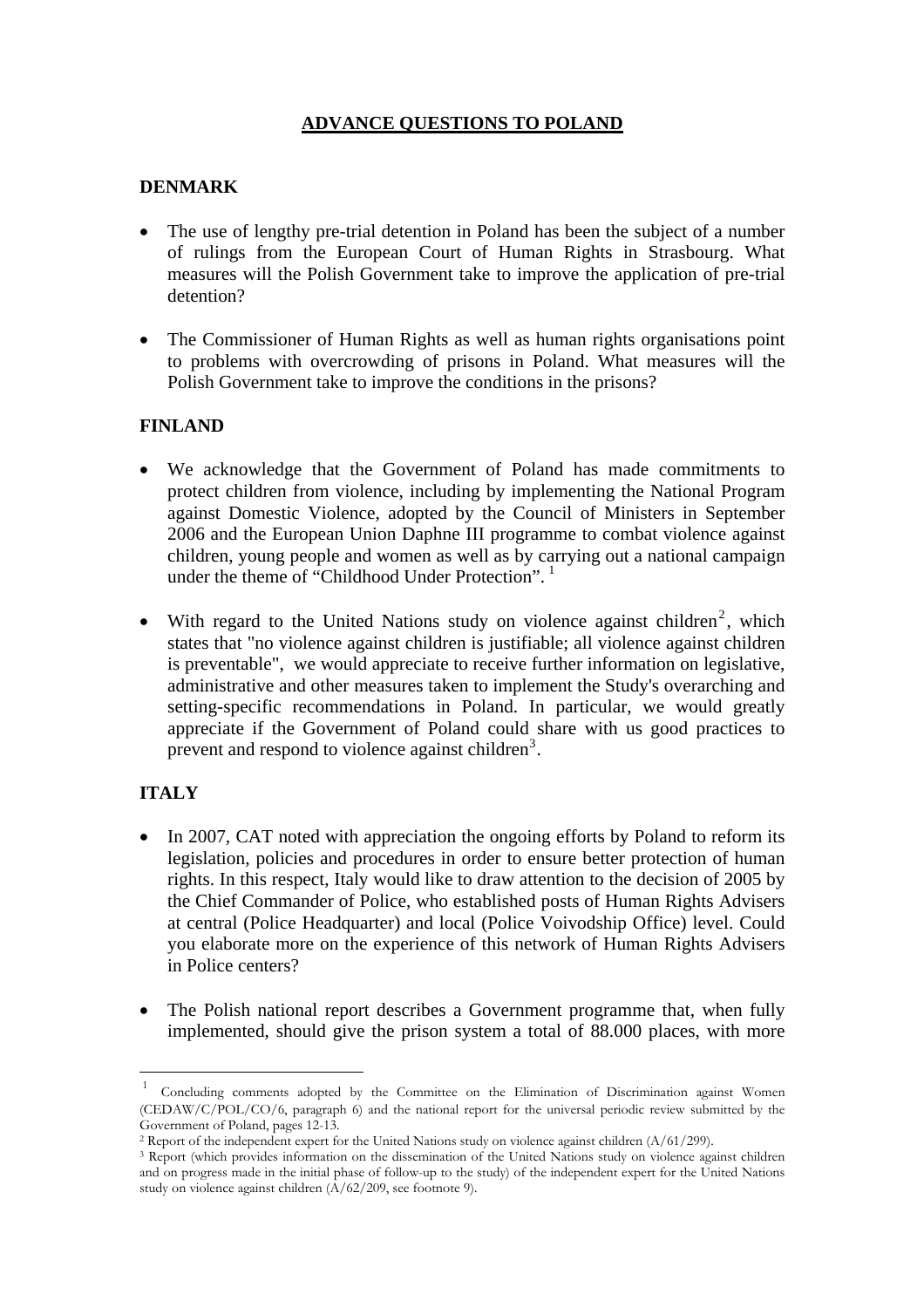# ADVANCE QUESTIONS TO POLAND

## DENMARK

- The use of lengthy pre-trial detention in Poland has been the subject of a number of rulings from the European Court of Human Rights in Strasbourg. What measures will the Polish Government take to improve the application of pre-trial detention?

- The Commissioner of Human Rights as well as human rights organisations point to problems with overcrowding of prisons in Poland. What measures will the Polish Government take to improve the conditions in the prisons?

## FINLAND

- We acknowledge that the Government of Poland has made commitments to protect children from violence, including by implementing the National Program against Domestic Violence, adopted by the Council of Ministers in September 2006 and the European Union Daphne III programme to combat violence against children, young people and women as well as by carrying out a national campaign under the theme of "Childhood Under Protection".[1]

- With regard to the United Nations study on violence against children[2], which states that "no violence against children is justifiable; all violence against children is preventable", we would appreciate to receive further information on legislative, administrative and other measures taken to implement the Study's overarching and setting-specific recommendations in Poland. In particular, we would greatly appreciate if the Government of Poland could share with us good practices to prevent and respond to violence against children[3].

## ITALY

- In 2007, CAT noted with appreciation the ongoing efforts by Poland to reform its legislation, policies and procedures in order to ensure better protection of human rights. In this respect, Italy would like to draw attention to the decision of 2005 by the Chief Commander of Police, who established posts of Human Rights Advisers at central (Police Headquarter) and local (Police Voivodship Office) level. Could you elaborate more on the experience of this network of Human Rights Advisers in Police centers?

- The Polish national report describes a Government programme that, when fully implemented, should give the prison system a total of 88.000 places, with more

---

[1] Concluding comments adopted by the Committee on the Elimination of Discrimination against Women (CEDAW/C/POL/CO/6, paragraph 6) and the national report for the universal periodic review submitted by the Government of Poland, pages 12-13.

[2] Report of the independent expert for the United Nations study on violence against children (A/61/299).

[3] Report (which provides information on the dissemination of the United Nations study on violence against children and on progress made in the initial phase of follow-up to the study) of the independent expert for the United Nations study on violence against children (A/62/209, see footnote 9).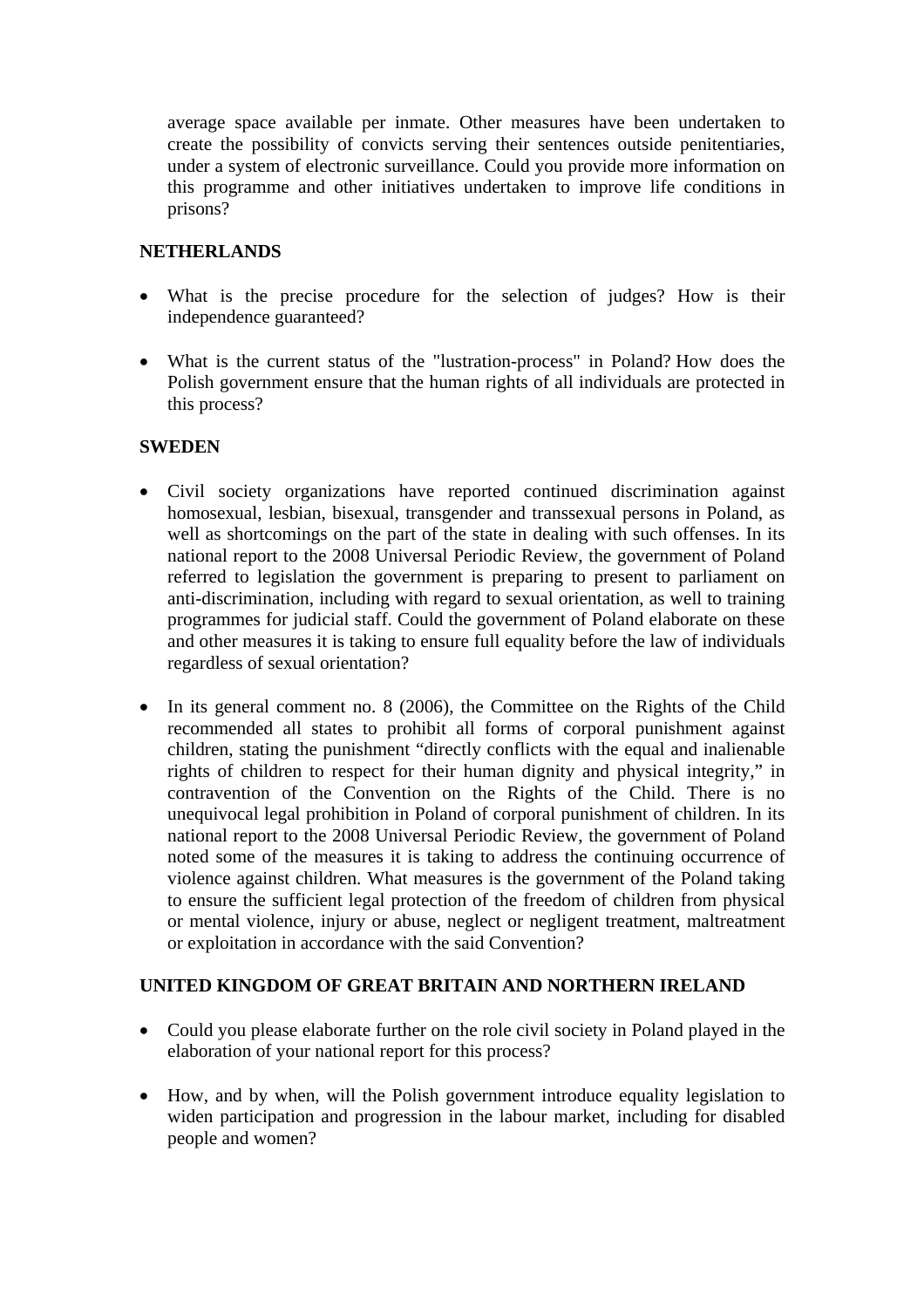average space available per inmate. Other measures have been undertaken to create the possibility of convicts serving their sentences outside penitentiaries, under a system of electronic surveillance. Could you provide more information on this programme and other initiatives undertaken to improve life conditions in prisons?

**NETHERLANDS**

- What is the precise procedure for the selection of judges? How is their independence guaranteed?

- What is the current status of the "lustration-process" in Poland? How does the Polish government ensure that the human rights of all individuals are protected in this process?

**SWEDEN**

- Civil society organizations have reported continued discrimination against homosexual, lesbian, bisexual, transgender and transsexual persons in Poland, as well as shortcomings on the part of the state in dealing with such offenses. In its national report to the 2008 Universal Periodic Review, the government of Poland referred to legislation the government is preparing to present to parliament on anti-discrimination, including with regard to sexual orientation, as well to training programmes for judicial staff. Could the government of Poland elaborate on these and other measures it is taking to ensure full equality before the law of individuals regardless of sexual orientation?

- In its general comment no. 8 (2006), the Committee on the Rights of the Child recommended all states to prohibit all forms of corporal punishment against children, stating the punishment "directly conflicts with the equal and inalienable rights of children to respect for their human dignity and physical integrity," in contravention of the Convention on the Rights of the Child. There is no unequivocal legal prohibition in Poland of corporal punishment of children. In its national report to the 2008 Universal Periodic Review, the government of Poland noted some of the measures it is taking to address the continuing occurrence of violence against children. What measures is the government of the Poland taking to ensure the sufficient legal protection of the freedom of children from physical or mental violence, injury or abuse, neglect or negligent treatment, maltreatment or exploitation in accordance with the said Convention?

**UNITED KINGDOM OF GREAT BRITAIN AND NORTHERN IRELAND**

- Could you please elaborate further on the role civil society in Poland played in the elaboration of your national report for this process?

- How, and by when, will the Polish government introduce equality legislation to widen participation and progression in the labour market, including for disabled people and women?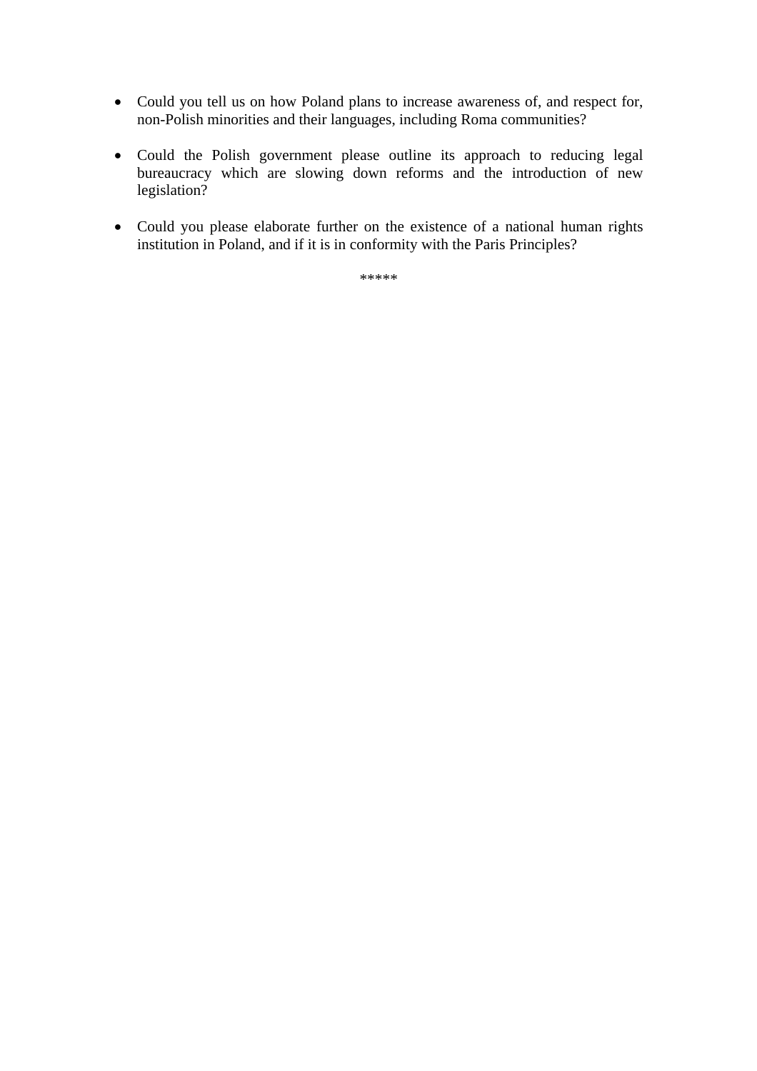- Could you tell us on how Poland plans to increase awareness of, and respect for, non-Polish minorities and their languages, including Roma communities?

- Could the Polish government please outline its approach to reducing legal bureaucracy which are slowing down reforms and the introduction of new legislation?

- Could you please elaborate further on the existence of a national human rights institution in Poland, and if it is in conformity with the Paris Principles?

*****